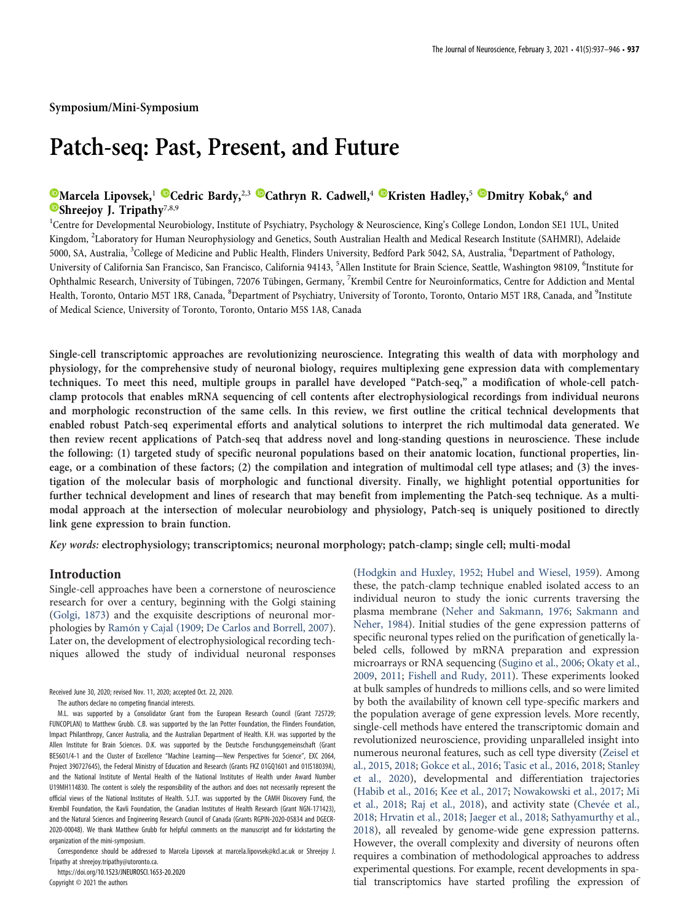Symposium/Mini-Symposium

# Patch-seq: Past, Present, and Future

**Marcela Lipovsek,[1] Cedric Bardy,[2,3] Cathryn R. Cadwell,[4] Kristen Hadley,[5] Dmitry Kobak,[6] and Shreejoy J. Tripathy[7,8,9]**

[1]Centre for Developmental Neurobiology, Institute of Psychiatry, Psychology & Neuroscience, King's College London, London SE1 1UL, United Kingdom, [2]Laboratory for Human Neurophysiology and Genetics, South Australian Health and Medical Research Institute (SAHMRI), Adelaide 5000, SA, Australia, [3]College of Medicine and Public Health, Flinders University, Bedford Park 5042, SA, Australia, [4]Department of Pathology, University of California San Francisco, San Francisco, California 94143, [5]Allen Institute for Brain Science, Seattle, Washington 98109, [6]Institute for Ophthalmic Research, University of Tübingen, 72076 Tübingen, Germany, [7]Krembil Centre for Neuroinformatics, Centre for Addiction and Mental Health, Toronto, Ontario M5T 1R8, Canada, [8]Department of Psychiatry, University of Toronto, Toronto, Ontario M5T 1R8, Canada, and [9]Institute of Medical Science, University of Toronto, Toronto, Ontario M5S 1A8, Canada

**Single-cell transcriptomic approaches are revolutionizing neuroscience. Integrating this wealth of data with morphology and physiology, for the comprehensive study of neuronal biology, requires multiplexing gene expression data with complementary techniques. To meet this need, multiple groups in parallel have developed "Patch-seq," a modification of whole-cell patch-clamp protocols that enables mRNA sequencing of cell contents after electrophysiological recordings from individual neurons and morphologic reconstruction of the same cells. In this review, we first outline the critical technical developments that enabled robust Patch-seq experimental efforts and analytical solutions to interpret the rich multimodal data generated. We then review recent applications of Patch-seq that address novel and long-standing questions in neuroscience. These include the following: (1) targeted study of specific neuronal populations based on their anatomic location, functional properties, lineage, or a combination of these factors; (2) the compilation and integration of multimodal cell type atlases; and (3) the investigation of the molecular basis of morphologic and functional diversity. Finally, we highlight potential opportunities for further technical development and lines of research that may benefit from implementing the Patch-seq technique. As a multimodal approach at the intersection of molecular neurobiology and physiology, Patch-seq is uniquely positioned to directly link gene expression to brain function.**

*Key words:* **electrophysiology; transcriptomics; neuronal morphology; patch-clamp; single cell; multi-modal**

## Introduction

Single-cell approaches have been a cornerstone of neuroscience research for over a century, beginning with the Golgi staining (Golgi, 1873) and the exquisite descriptions of neuronal morphologies by Ramón y Cajal (1909; De Carlos and Borrell, 2007). Later on, the development of electrophysiological recording techniques allowed the study of individual neuronal responses (Hodgkin and Huxley, 1952; Hubel and Wiesel, 1959). Among these, the patch-clamp technique enabled isolated access to an individual neuron to study the ionic currents traversing the plasma membrane (Neher and Sakmann, 1976; Sakmann and Neher, 1984). Initial studies of the gene expression patterns of specific neuronal types relied on the purification of genetically labeled cells, followed by mRNA preparation and expression microarrays or RNA sequencing (Sugino et al., 2006; Okaty et al., 2009, 2011; Fishell and Rudy, 2011). These experiments looked at bulk samples of hundreds to millions cells, and so were limited by both the availability of known cell type-specific markers and the population average of gene expression levels. More recently, single-cell methods have entered the transcriptomic domain and revolutionized neuroscience, providing unparalleled insight into numerous neuronal features, such as cell type diversity (Zeisel et al., 2015, 2018; Gokce et al., 2016; Tasic et al., 2016, 2018; Stanley et al., 2020), developmental and differentiation trajectories (Habib et al., 2016; Kee et al., 2017; Nowakowski et al., 2017; Mi et al., 2018; Raj et al., 2018), and activity state (Chevée et al., 2018; Hrvatin et al., 2018; Jaeger et al., 2018; Sathyamurthy et al., 2018), all revealed by genome-wide gene expression patterns. However, the overall complexity and diversity of neurons often requires a combination of methodological approaches to address experimental questions. For example, recent developments in spatial transcriptomics have started profiling the expression of

Received June 30, 2020; revised Nov. 11, 2020; accepted Oct. 22, 2020.

The authors declare no competing financial interests.

M.L. was supported by a Consolidator Grant from the European Research Council (Grant 725729; FUNCOPLAN) to Matthew Grubb. C.B. was supported by the Ian Potter Foundation, the Flinders Foundation, Impact Philanthropy, Cancer Australia, and the Australian Department of Health. K.H. was supported by the Allen Institute for Brain Sciences. D.K. was supported by the Deutsche Forschungsgemeinschaft (Grant BE5601/4-1 and the Cluster of Excellence "Machine Learning—New Perspectives for Science", EXC 2064, Project 390727645), the Federal Ministry of Education and Research (Grants FKZ 01GQ1601 and 01IS18039A), and the National Institute of Mental Health of the National Institutes of Health under Award Number U19MH114830. The content is solely the responsibility of the authors and does not necessarily represent the official views of the National Institutes of Health. S.J.T. was supported by the CAMH Discovery Fund, the Krembil Foundation, the Kavli Foundation, the Canadian Institutes of Health Research (Grant NGN-171423), and the Natural Sciences and Engineering Research Council of Canada (Grants RGPIN-2020-05834 and DGECR-2020-00048). We thank Matthew Grubb for helpful comments on the manuscript and for kickstarting the organization of the mini-symposium.

Correspondence should be addressed to Marcela Lipovsek at marcela.lipovsek@kcl.ac.uk or Shreejoy J. Tripathy at shreejoy.tripathy@utoronto.ca.

https://doi.org/10.1523/JNEUROSCI.1653-20.2020

Copyright © 2021 the authors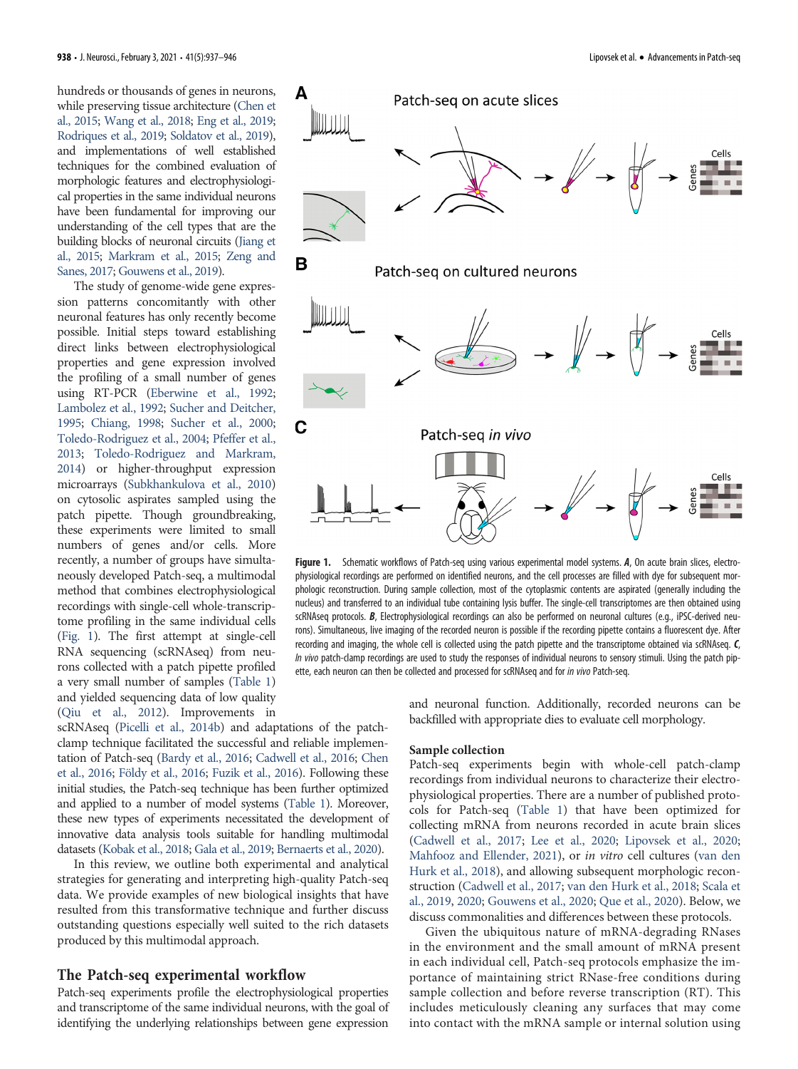hundreds or thousands of genes in neurons, while preserving tissue architecture (Chen et al., 2015; Wang et al., 2018; Eng et al., 2019; Rodriques et al., 2019; Soldatov et al., 2019), and implementations of well established techniques for the combined evaluation of morphologic features and electrophysiological properties in the same individual neurons have been fundamental for improving our understanding of the cell types that are the building blocks of neuronal circuits (Jiang et al., 2015; Markram et al., 2015; Zeng and Sanes, 2017; Gouwens et al., 2019).

The study of genome-wide gene expression patterns concomitantly with other neuronal features has only recently become possible. Initial steps toward establishing direct links between electrophysiological properties and gene expression involved the profiling of a small number of genes using RT-PCR (Eberwine et al., 1992; Lambolez et al., 1992; Sucher and Deitcher, 1995; Chiang, 1998; Sucher et al., 2000; Toledo-Rodriguez et al., 2004; Pfeffer et al., 2013; Toledo-Rodriguez and Markram, 2014) or higher-throughput expression microarrays (Subkhankulova et al., 2010) on cytosolic aspirates sampled using the patch pipette. Though groundbreaking, these experiments were limited to small numbers of genes and/or cells. More recently, a number of groups have simultaneously developed Patch-seq, a multimodal method that combines electrophysiological recordings with single-cell whole-transcriptome profiling in the same individual cells (Fig. 1). The first attempt at single-cell RNA sequencing (scRNAseq) from neurons collected with a patch pipette profiled a very small number of samples (Table 1) and yielded sequencing data of low quality (Qiu et al., 2012). Improvements in scRNAseq (Picelli et al., 2014b) and adaptations of the patch-clamp technique facilitated the successful and reliable implementation of Patch-seq (Bardy et al., 2016; Cadwell et al., 2016; Chen et al., 2016; Földy et al., 2016; Fuzik et al., 2016). Following these initial studies, the Patch-seq technique has been further optimized and applied to a number of model systems (Table 1). Moreover, these new types of experiments necessitated the development of innovative data analysis tools suitable for handling multimodal datasets (Kobak et al., 2018; Gala et al., 2019; Bernaerts et al., 2020).

In this review, we outline both experimental and analytical strategies for generating and interpreting high-quality Patch-seq data. We provide examples of new biological insights that have resulted from this transformative technique and further discuss outstanding questions especially well suited to the rich datasets produced by this multimodal approach.

**Figure 1.** Schematic workflows of Patch-seq using various experimental model systems. ***A***, On acute brain slices, electrophysiological recordings are performed on identified neurons, and the cell processes are filled with dye for subsequent morphologic reconstruction. During sample collection, most of the cytoplasmic contents are aspirated (generally including the nucleus) and transferred to an individual tube containing lysis buffer. The single-cell transcriptomes are then obtained using scRNAseq protocols. ***B***, Electrophysiological recordings can also be performed on neuronal cultures (e.g., iPSC-derived neurons). Simultaneous, live imaging of the recorded neuron is possible if the recording pipette contains a fluorescent dye. After recording and imaging, the whole cell is collected using the patch pipette and the transcriptome obtained via scRNAseq. ***C***, *In vivo* patch-clamp recordings are used to study the responses of individual neurons to sensory stimuli. Using the patch pipette, each neuron can then be collected and processed for scRNAseq and for *in vivo* Patch-seq.

## The Patch-seq experimental workflow

Patch-seq experiments profile the electrophysiological properties and transcriptome of the same individual neurons, with the goal of identifying the underlying relationships between gene expression and neuronal function. Additionally, recorded neurons can be backfilled with appropriate dies to evaluate cell morphology.

### Sample collection

Patch-seq experiments begin with whole-cell patch-clamp recordings from individual neurons to characterize their electrophysiological properties. There are a number of published protocols for Patch-seq (Table 1) that have been optimized for collecting mRNA from neurons recorded in acute brain slices (Cadwell et al., 2017; Lee et al., 2020; Lipovsek et al., 2020; Mahfooz and Ellender, 2021), or *in vitro* cell cultures (van den Hurk et al., 2018), and allowing subsequent morphologic reconstruction (Cadwell et al., 2017; van den Hurk et al., 2018; Scala et al., 2019, 2020; Gouwens et al., 2020; Que et al., 2020). Below, we discuss commonalities and differences between these protocols.

Given the ubiquitous nature of mRNA-degrading RNases in the environment and the small amount of mRNA present in each individual cell, Patch-seq protocols emphasize the importance of maintaining strict RNase-free conditions during sample collection and before reverse transcription (RT). This includes meticulously cleaning any surfaces that may come into contact with the mRNA sample or internal solution using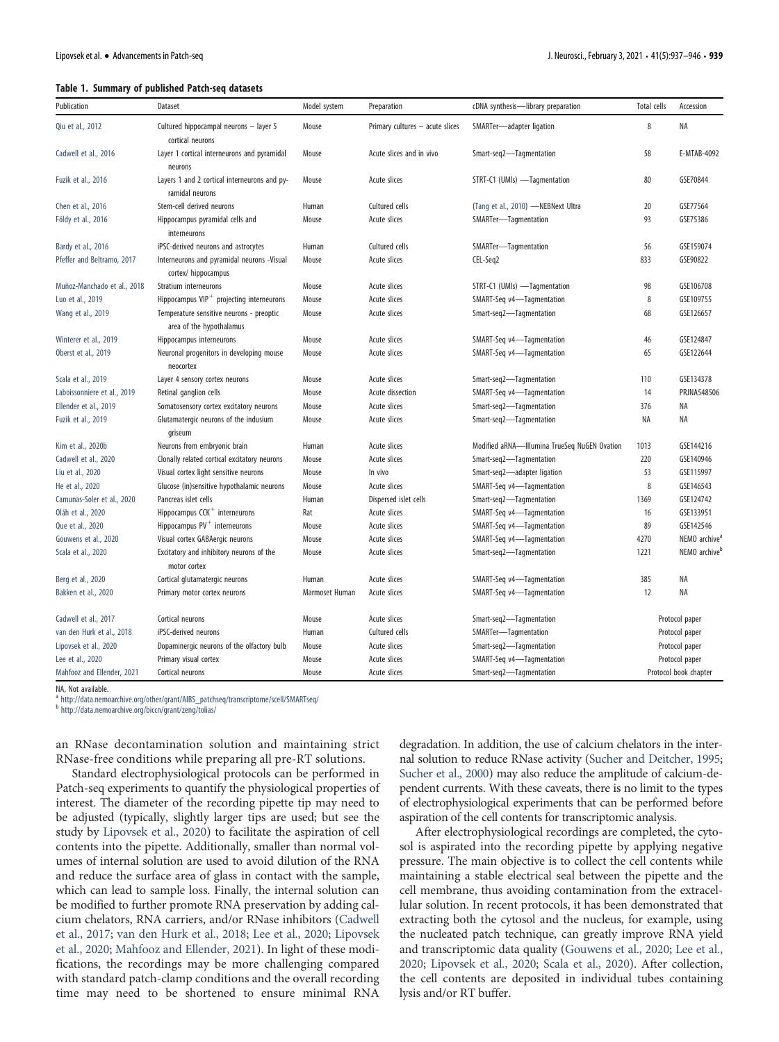**Table 1. Summary of published Patch-seq datasets**

| Publication | Dataset | Model system | Preparation | cDNA synthesis—library preparation | Total cells | Accession |
|---|---|---|---|---|---|---|
| Qiu et al., 2012 | Cultured hippocampal neurons – layer 5 cortical neurons | Mouse | Primary cultures – acute slices | SMARTer—adapter ligation | 8 | NA |
| Cadwell et al., 2016 | Layer 1 cortical interneurons and pyramidal neurons | Mouse | Acute slices and in vivo | Smart-seq2—Tagmentation | 58 | E-MTAB-4092 |
| Fuzik et al., 2016 | Layers 1 and 2 cortical interneurons and pyramidal neurons | Mouse | Acute slices | STRT-C1 (UMIs) —Tagmentation | 80 | GSE70844 |
| Chen et al., 2016 | Stem-cell derived neurons | Human | Cultured cells | (Tang et al., 2010) —NEBNext Ultra | 20 | GSE77564 |
| Földy et al., 2016 | Hippocampus pyramidal cells and interneurons | Mouse | Acute slices | SMARTer—Tagmentation | 93 | GSE75386 |
| Bardy et al., 2016 | iPSC-derived neurons and astrocytes | Human | Cultured cells | SMARTer—Tagmentation | 56 | GSE159074 |
| Pfeffer and Beltramo, 2017 | Interneurons and pyramidal neurons -Visual cortex/ hippocampus | Mouse | Acute slices | CEL-Seq2 | 833 | GSE90822 |
| Muñoz-Manchado et al., 2018 | Stratium interneurons | Mouse | Acute slices | STRT-C1 (UMIs) —Tagmentation | 98 | GSE106708 |
| Luo et al., 2019 | Hippocampus VIP$^+$ projecting interneurons | Mouse | Acute slices | SMART-Seq v4—Tagmentation | 8 | GSE109755 |
| Wang et al., 2019 | Temperature sensitive neurons - preoptic area of the hypothalamus | Mouse | Acute slices | Smart-seq2—Tagmentation | 68 | GSE126657 |
| Winterer et al., 2019 | Hippocampus interneurons | Mouse | Acute slices | SMART-Seq v4—Tagmentation | 46 | GSE124847 |
| Oberst et al., 2019 | Neuronal progenitors in developing mouse neocortex | Mouse | Acute slices | SMART-Seq v4—Tagmentation | 65 | GSE122644 |
| Scala et al., 2019 | Layer 4 sensory cortex neurons | Mouse | Acute slices | Smart-seq2—Tagmentation | 110 | GSE134378 |
| Laboissonniere et al., 2019 | Retinal ganglion cells | Mouse | Acute dissection | SMART-Seq v4—Tagmentation | 14 | PRJNA548506 |
| Ellender et al., 2019 | Somatosensory cortex excitatory neurons | Mouse | Acute slices | Smart-seq2—Tagmentation | 376 | NA |
| Fuzik et al., 2019 | Glutamatergic neurons of the indusium griseum | Mouse | Acute slices | Smart-seq2—Tagmentation | NA | NA |
| Kim et al., 2020b | Neurons from embryonic brain | Human | Acute slices | Modified aRNA—Illumina TrueSeq NuGEN Ovation | 1013 | GSE144216 |
| Cadwell et al., 2020 | Clonally related cortical excitatory neurons | Mouse | Acute slices | Smart-seq2—Tagmentation | 220 | GSE140946 |
| Liu et al., 2020 | Visual cortex light sensitive neurons | Mouse | In vivo | Smart-seq2—adapter ligation | 53 | GSE115997 |
| He et al., 2020 | Glucose (in)sensitive hypothalamic neurons | Mouse | Acute slices | SMART-Seq v4—Tagmentation | 8 | GSE146543 |
| Camunas-Soler et al., 2020 | Pancreas islet cells | Human | Dispersed islet cells | Smart-seq2—Tagmentation | 1369 | GSE124742 |
| Oláh et al., 2020 | Hippocampus CCK$^+$ interneurons | Rat | Acute slices | SMART-Seq v4—Tagmentation | 16 | GSE133951 |
| Que et al., 2020 | Hippocampus PV$^+$ interneurons | Mouse | Acute slices | SMART-Seq v4—Tagmentation | 89 | GSE142546 |
| Gouwens et al., 2020 | Visual cortex GABAergic neurons | Mouse | Acute slices | SMART-Seq v4—Tagmentation | 4270 | NEMO archive[a] |
| Scala et al., 2020 | Excitatory and inhibitory neurons of the motor cortex | Mouse | Acute slices | Smart-seq2—Tagmentation | 1221 | NEMO archive[b] |
| Berg et al., 2020 | Cortical glutamatergic neurons | Human | Acute slices | SMART-Seq v4—Tagmentation | 385 | NA |
| Bakken et al., 2020 | Primary motor cortex neurons | Marmoset Human | Acute slices | SMART-Seq v4—Tagmentation | 12 | NA |
| Cadwell et al., 2017 | Cortical neurons | Mouse | Acute slices | Smart-seq2—Tagmentation | Protocol paper | |
| van den Hurk et al., 2018 | iPSC-derived neurons | Human | Cultured cells | SMARTer—Tagmentation | Protocol paper | |
| Lipovsek et al., 2020 | Dopaminergic neurons of the olfactory bulb | Mouse | Acute slices | Smart-seq2—Tagmentation | Protocol paper | |
| Lee et al., 2020 | Primary visual cortex | Mouse | Acute slices | SMART-Seq v4—Tagmentation | Protocol paper | |
| Mahfooz and Ellender, 2021 | Cortical neurons | Mouse | Acute slices | Smart-seq2—Tagmentation | Protocol book chapter | |

NA, Not available.
[a] http://data.nemoarchive.org/other/grant/AIBS_patchseq/transcriptome/scell/SMARTseq/
[b] http://data.nemoarchive.org/biccn/grant/zeng/tolias/

an RNase decontamination solution and maintaining strict RNase-free conditions while preparing all pre-RT solutions.

Standard electrophysiological protocols can be performed in Patch-seq experiments to quantify the physiological properties of interest. The diameter of the recording pipette tip may need to be adjusted (typically, slightly larger tips are used; but see the study by Lipovsek et al., 2020) to facilitate the aspiration of cell contents into the pipette. Additionally, smaller than normal volumes of internal solution are used to avoid dilution of the RNA and reduce the surface area of glass in contact with the sample, which can lead to sample loss. Finally, the internal solution can be modified to further promote RNA preservation by adding calcium chelators, RNA carriers, and/or RNase inhibitors (Cadwell et al., 2017; van den Hurk et al., 2018; Lee et al., 2020; Lipovsek et al., 2020; Mahfooz and Ellender, 2021). In light of these modifications, the recordings may be more challenging compared with standard patch-clamp conditions and the overall recording time may need to be shortened to ensure minimal RNA degradation. In addition, the use of calcium chelators in the internal solution to reduce RNase activity (Sucher and Deitcher, 1995; Sucher et al., 2000) may also reduce the amplitude of calcium-dependent currents. With these caveats, there is no limit to the types of electrophysiological experiments that can be performed before aspiration of the cell contents for transcriptomic analysis.

After electrophysiological recordings are completed, the cytosol is aspirated into the recording pipette by applying negative pressure. The main objective is to collect the cell contents while maintaining a stable electrical seal between the pipette and the cell membrane, thus avoiding contamination from the extracellular solution. In recent protocols, it has been demonstrated that extracting both the cytosol and the nucleus, for example, using the nucleated patch technique, can greatly improve RNA yield and transcriptomic data quality (Gouwens et al., 2020; Lee et al., 2020; Lipovsek et al., 2020; Scala et al., 2020). After collection, the cell contents are deposited in individual tubes containing lysis and/or RT buffer.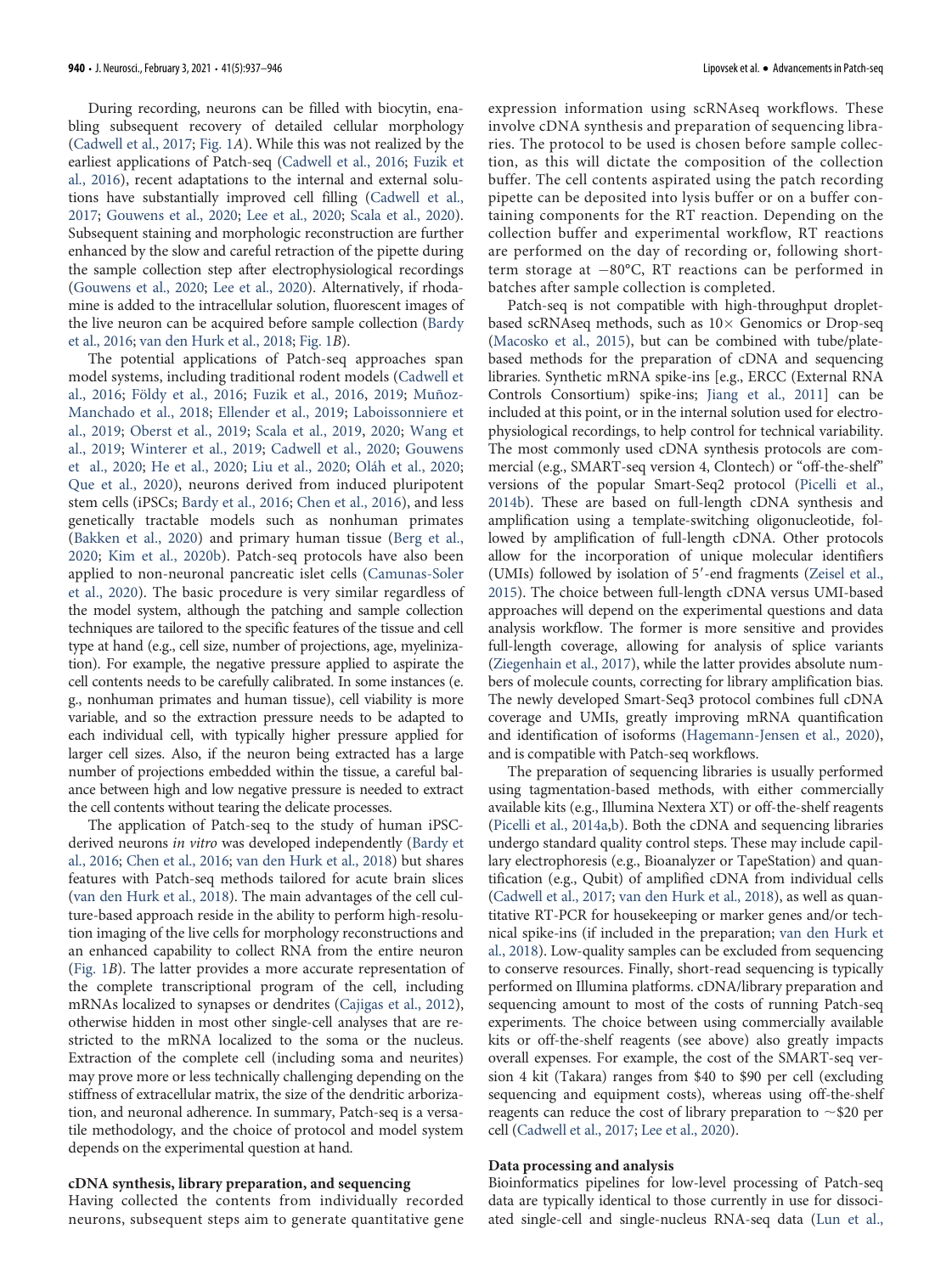During recording, neurons can be filled with biocytin, enabling subsequent recovery of detailed cellular morphology (Cadwell et al., 2017; Fig. 1*A*). While this was not realized by the earliest applications of Patch-seq (Cadwell et al., 2016; Fuzik et al., 2016), recent adaptations to the internal and external solutions have substantially improved cell filling (Cadwell et al., 2017; Gouwens et al., 2020; Lee et al., 2020; Scala et al., 2020). Subsequent staining and morphologic reconstruction are further enhanced by the slow and careful retraction of the pipette during the sample collection step after electrophysiological recordings (Gouwens et al., 2020; Lee et al., 2020). Alternatively, if rhodamine is added to the intracellular solution, fluorescent images of the live neuron can be acquired before sample collection (Bardy et al., 2016; van den Hurk et al., 2018; Fig. 1*B*).

The potential applications of Patch-seq approaches span model systems, including traditional rodent models (Cadwell et al., 2016; Földy et al., 2016; Fuzik et al., 2016, 2019; Muñoz-Manchado et al., 2018; Ellender et al., 2019; Laboissonniere et al., 2019; Oberst et al., 2019; Scala et al., 2019, 2020; Wang et al., 2019; Winterer et al., 2019; Cadwell et al., 2020; Gouwens et al., 2020; He et al., 2020; Liu et al., 2020; Oláh et al., 2020; Que et al., 2020), neurons derived from induced pluripotent stem cells (iPSCs; Bardy et al., 2016; Chen et al., 2016), and less genetically tractable models such as nonhuman primates (Bakken et al., 2020) and primary human tissue (Berg et al., 2020; Kim et al., 2020b). Patch-seq protocols have also been applied to non-neuronal pancreatic islet cells (Camunas-Soler et al., 2020). The basic procedure is very similar regardless of the model system, although the patching and sample collection techniques are tailored to the specific features of the tissue and cell type at hand (e.g., cell size, number of projections, age, myelinization). For example, the negative pressure applied to aspirate the cell contents needs to be carefully calibrated. In some instances (e.g., nonhuman primates and human tissue), cell viability is more variable, and so the extraction pressure needs to be adapted to each individual cell, with typically higher pressure applied for larger cell sizes. Also, if the neuron being extracted has a large number of projections embedded within the tissue, a careful balance between high and low negative pressure is needed to extract the cell contents without tearing the delicate processes.

The application of Patch-seq to the study of human iPSC-derived neurons *in vitro* was developed independently (Bardy et al., 2016; Chen et al., 2016; van den Hurk et al., 2018) but shares features with Patch-seq methods tailored for acute brain slices (van den Hurk et al., 2018). The main advantages of the cell culture-based approach reside in the ability to perform high-resolution imaging of the live cells for morphology reconstructions and an enhanced capability to collect RNA from the entire neuron (Fig. 1*B*). The latter provides a more accurate representation of the complete transcriptional program of the cell, including mRNAs localized to synapses or dendrites (Cajigas et al., 2012), otherwise hidden in most other single-cell analyses that are restricted to the mRNA localized to the soma or the nucleus. Extraction of the complete cell (including soma and neurites) may prove more or less technically challenging depending on the stiffness of extracellular matrix, the size of the dendritic arborization, and neuronal adherence. In summary, Patch-seq is a versatile methodology, and the choice of protocol and model system depends on the experimental question at hand.

### cDNA synthesis, library preparation, and sequencing

Having collected the contents from individually recorded neurons, subsequent steps aim to generate quantitative gene expression information using scRNAseq workflows. These involve cDNA synthesis and preparation of sequencing libraries. The protocol to be used is chosen before sample collection, as this will dictate the composition of the collection buffer. The cell contents aspirated using the patch recording pipette can be deposited into lysis buffer or on a buffer containing components for the RT reaction. Depending on the collection buffer and experimental workflow, RT reactions are performed on the day of recording or, following short-term storage at −80°C, RT reactions can be performed in batches after sample collection is completed.

Patch-seq is not compatible with high-throughput droplet-based scRNAseq methods, such as 10× Genomics or Drop-seq (Macosko et al., 2015), but can be combined with tube/plate-based methods for the preparation of cDNA and sequencing libraries. Synthetic mRNA spike-ins [e.g., ERCC (External RNA Controls Consortium) spike-ins; Jiang et al., 2011] can be included at this point, or in the internal solution used for electrophysiological recordings, to help control for technical variability. The most commonly used cDNA synthesis protocols are commercial (e.g., SMART-seq version 4, Clontech) or "off-the-shelf" versions of the popular Smart-Seq2 protocol (Picelli et al., 2014b). These are based on full-length cDNA synthesis and amplification using a template-switching oligonucleotide, followed by amplification of full-length cDNA. Other protocols allow for the incorporation of unique molecular identifiers (UMIs) followed by isolation of 5′-end fragments (Zeisel et al., 2015). The choice between full-length cDNA versus UMI-based approaches will depend on the experimental questions and data analysis workflow. The former is more sensitive and provides full-length coverage, allowing for analysis of splice variants (Ziegenhain et al., 2017), while the latter provides absolute numbers of molecule counts, correcting for library amplification bias. The newly developed Smart-Seq3 protocol combines full cDNA coverage and UMIs, greatly improving mRNA quantification and identification of isoforms (Hagemann-Jensen et al., 2020), and is compatible with Patch-seq workflows.

The preparation of sequencing libraries is usually performed using tagmentation-based methods, with either commercially available kits (e.g., Illumina Nextera XT) or off-the-shelf reagents (Picelli et al., 2014a,b). Both the cDNA and sequencing libraries undergo standard quality control steps. These may include capillary electrophoresis (e.g., Bioanalyzer or TapeStation) and quantification (e.g., Qubit) of amplified cDNA from individual cells (Cadwell et al., 2017; van den Hurk et al., 2018), as well as quantitative RT-PCR for housekeeping or marker genes and/or technical spike-ins (if included in the preparation; van den Hurk et al., 2018). Low-quality samples can be excluded from sequencing to conserve resources. Finally, short-read sequencing is typically performed on Illumina platforms. cDNA/library preparation and sequencing amount to most of the costs of running Patch-seq experiments. The choice between using commercially available kits or off-the-shelf reagents (see above) also greatly impacts overall expenses. For example, the cost of the SMART-seq version 4 kit (Takara) ranges from \$40 to \$90 per cell (excluding sequencing and equipment costs), whereas using off-the-shelf reagents can reduce the cost of library preparation to ~\$20 per cell (Cadwell et al., 2017; Lee et al., 2020).

### Data processing and analysis

Bioinformatics pipelines for low-level processing of Patch-seq data are typically identical to those currently in use for dissociated single-cell and single-nucleus RNA-seq data (Lun et al.,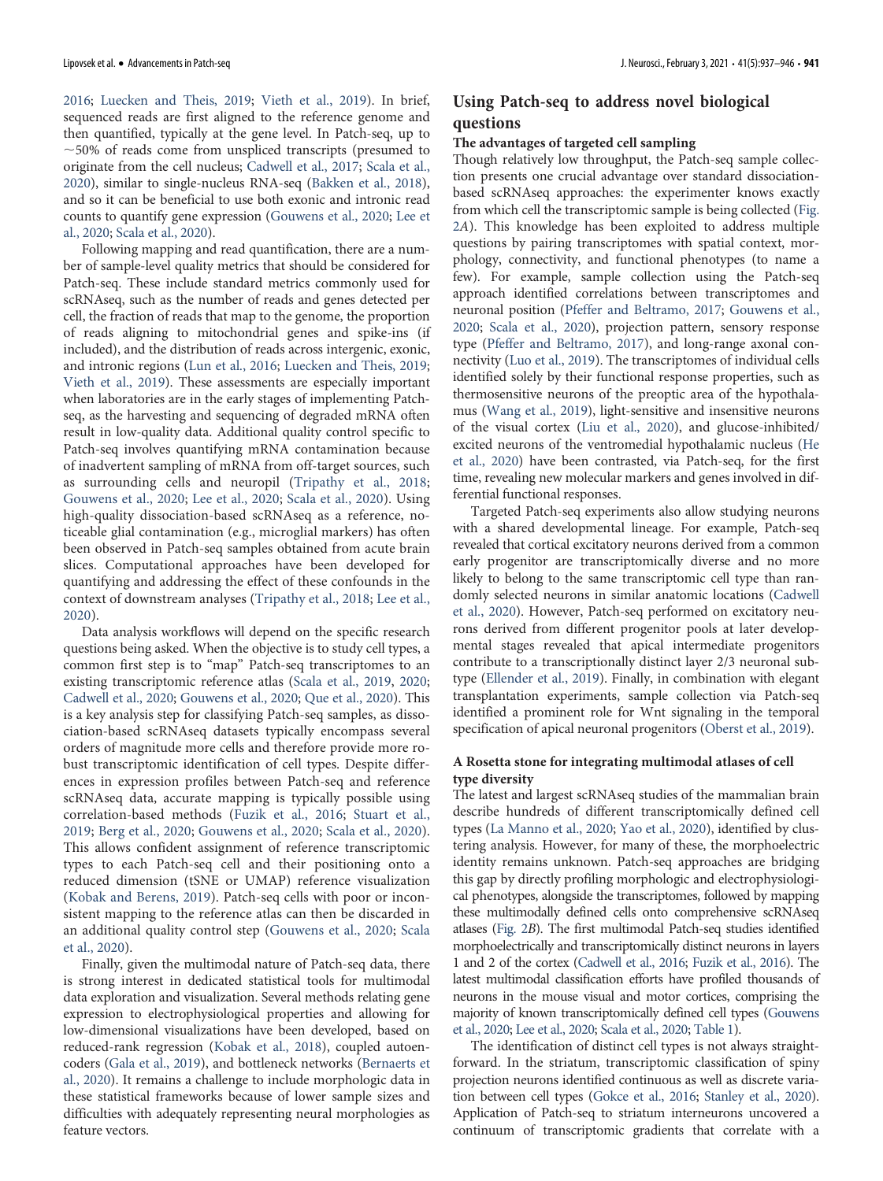2016; Luecken and Theis, 2019; Vieth et al., 2019). In brief, sequenced reads are first aligned to the reference genome and then quantified, typically at the gene level. In Patch-seq, up to ~50% of reads come from unspliced transcripts (presumed to originate from the cell nucleus; Cadwell et al., 2017; Scala et al., 2020), similar to single-nucleus RNA-seq (Bakken et al., 2018), and so it can be beneficial to use both exonic and intronic read counts to quantify gene expression (Gouwens et al., 2020; Lee et al., 2020; Scala et al., 2020).

Following mapping and read quantification, there are a number of sample-level quality metrics that should be considered for Patch-seq. These include standard metrics commonly used for scRNAseq, such as the number of reads and genes detected per cell, the fraction of reads that map to the genome, the proportion of reads aligning to mitochondrial genes and spike-ins (if included), and the distribution of reads across intergenic, exonic, and intronic regions (Lun et al., 2016; Luecken and Theis, 2019; Vieth et al., 2019). These assessments are especially important when laboratories are in the early stages of implementing Patch-seq, as the harvesting and sequencing of degraded mRNA often result in low-quality data. Additional quality control specific to Patch-seq involves quantifying mRNA contamination because of inadvertent sampling of mRNA from off-target sources, such as surrounding cells and neuropil (Tripathy et al., 2018; Gouwens et al., 2020; Lee et al., 2020; Scala et al., 2020). Using high-quality dissociation-based scRNAseq as a reference, noticeable glial contamination (e.g., microglial markers) has often been observed in Patch-seq samples obtained from acute brain slices. Computational approaches have been developed for quantifying and addressing the effect of these confounds in the context of downstream analyses (Tripathy et al., 2018; Lee et al., 2020).

Data analysis workflows will depend on the specific research questions being asked. When the objective is to study cell types, a common first step is to "map" Patch-seq transcriptomes to an existing transcriptomic reference atlas (Scala et al., 2019, 2020; Cadwell et al., 2020; Gouwens et al., 2020; Que et al., 2020). This is a key analysis step for classifying Patch-seq samples, as dissociation-based scRNAseq datasets typically encompass several orders of magnitude more cells and therefore provide more robust transcriptomic identification of cell types. Despite differences in expression profiles between Patch-seq and reference scRNAseq data, accurate mapping is typically possible using correlation-based methods (Fuzik et al., 2016; Stuart et al., 2019; Berg et al., 2020; Gouwens et al., 2020; Scala et al., 2020). This allows confident assignment of reference transcriptomic types to each Patch-seq cell and their positioning onto a reduced dimension (tSNE or UMAP) reference visualization (Kobak and Berens, 2019). Patch-seq cells with poor or inconsistent mapping to the reference atlas can then be discarded in an additional quality control step (Gouwens et al., 2020; Scala et al., 2020).

Finally, given the multimodal nature of Patch-seq data, there is strong interest in dedicated statistical tools for multimodal data exploration and visualization. Several methods relating gene expression to electrophysiological properties and allowing for low-dimensional visualizations have been developed, based on reduced-rank regression (Kobak et al., 2018), coupled autoencoders (Gala et al., 2019), and bottleneck networks (Bernaerts et al., 2020). It remains a challenge to include morphologic data in these statistical frameworks because of lower sample sizes and difficulties with adequately representing neural morphologies as feature vectors.

## Using Patch-seq to address novel biological questions

### The advantages of targeted cell sampling

Though relatively low throughput, the Patch-seq sample collection presents one crucial advantage over standard dissociation-based scRNAseq approaches: the experimenter knows exactly from which cell the transcriptomic sample is being collected (Fig. 2A). This knowledge has been exploited to address multiple questions by pairing transcriptomes with spatial context, morphology, connectivity, and functional phenotypes (to name a few). For example, sample collection using the Patch-seq approach identified correlations between transcriptomes and neuronal position (Pfeffer and Beltramo, 2017; Gouwens et al., 2020; Scala et al., 2020), projection pattern, sensory response type (Pfeffer and Beltramo, 2017), and long-range axonal connectivity (Luo et al., 2019). The transcriptomes of individual cells identified solely by their functional response properties, such as thermosensitive neurons of the preoptic area of the hypothalamus (Wang et al., 2019), light-sensitive and insensitive neurons of the visual cortex (Liu et al., 2020), and glucose-inhibited/excited neurons of the ventromedial hypothalamic nucleus (He et al., 2020) have been contrasted, via Patch-seq, for the first time, revealing new molecular markers and genes involved in differential functional responses.

Targeted Patch-seq experiments also allow studying neurons with a shared developmental lineage. For example, Patch-seq revealed that cortical excitatory neurons derived from a common early progenitor are transcriptomically diverse and no more likely to belong to the same transcriptomic cell type than randomly selected neurons in similar anatomic locations (Cadwell et al., 2020). However, Patch-seq performed on excitatory neurons derived from different progenitor pools at later developmental stages revealed that apical intermediate progenitors contribute to a transcriptionally distinct layer 2/3 neuronal subtype (Ellender et al., 2019). Finally, in combination with elegant transplantation experiments, sample collection via Patch-seq identified a prominent role for Wnt signaling in the temporal specification of apical neuronal progenitors (Oberst et al., 2019).

### A Rosetta stone for integrating multimodal atlases of cell type diversity

The latest and largest scRNAseq studies of the mammalian brain describe hundreds of different transcriptomically defined cell types (La Manno et al., 2020; Yao et al., 2020), identified by clustering analysis. However, for many of these, the morphoelectric identity remains unknown. Patch-seq approaches are bridging this gap by directly profiling morphologic and electrophysiological phenotypes, alongside the transcriptomes, followed by mapping these multimodally defined cells onto comprehensive scRNAseq atlases (Fig. 2B). The first multimodal Patch-seq studies identified morphoelectrically and transcriptomically distinct neurons in layers 1 and 2 of the cortex (Cadwell et al., 2016; Fuzik et al., 2016). The latest multimodal classification efforts have profiled thousands of neurons in the mouse visual and motor cortices, comprising the majority of known transcriptomically defined cell types (Gouwens et al., 2020; Lee et al., 2020; Scala et al., 2020; Table 1).

The identification of distinct cell types is not always straightforward. In the striatum, transcriptomic classification of spiny projection neurons identified continuous as well as discrete variation between cell types (Gokce et al., 2016; Stanley et al., 2020). Application of Patch-seq to striatum interneurons uncovered a continuum of transcriptomic gradients that correlate with a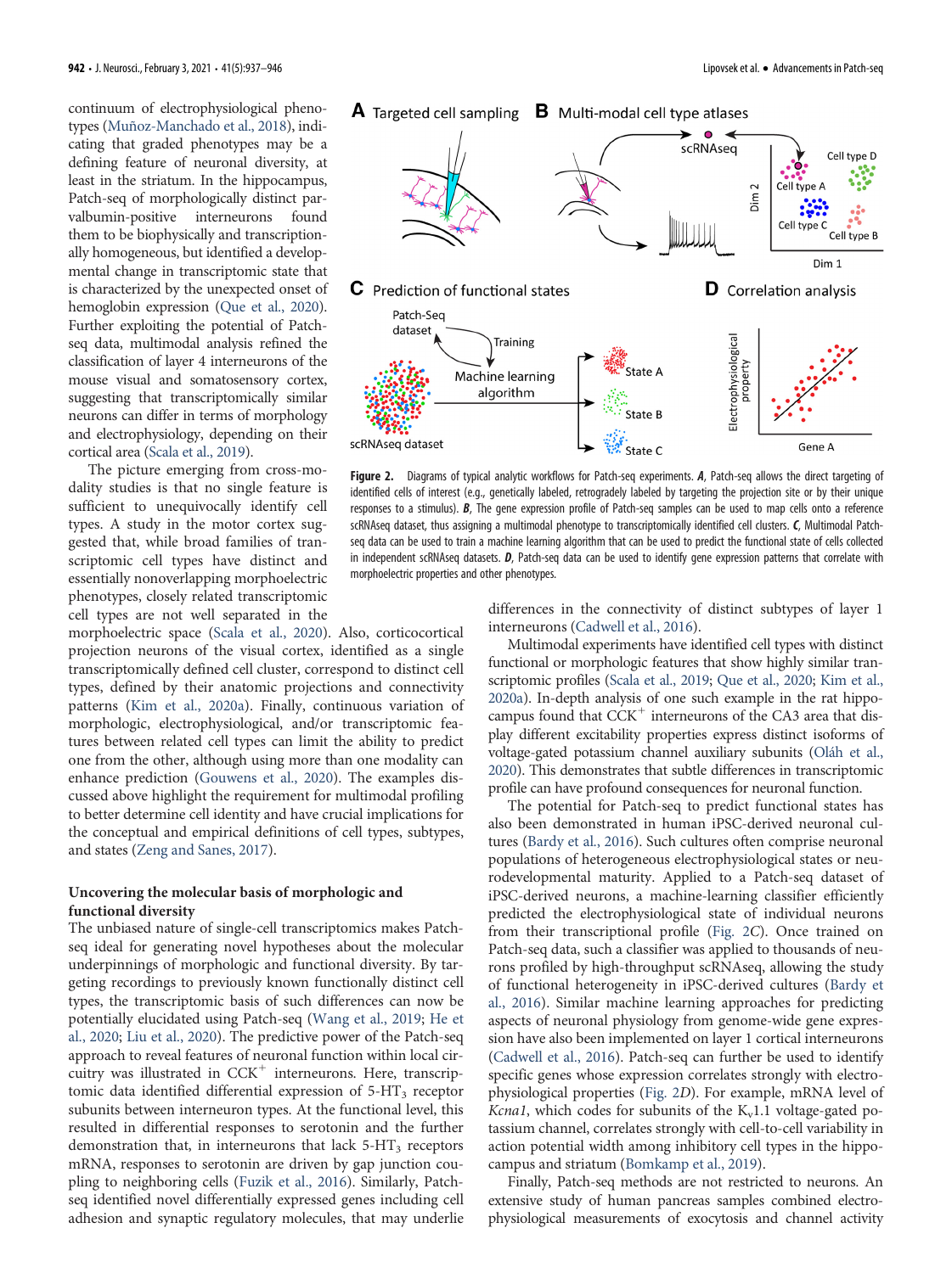continuum of electrophysiological phenotypes (Muñoz-Manchado et al., 2018), indicating that graded phenotypes may be a defining feature of neuronal diversity, at least in the striatum. In the hippocampus, Patch-seq of morphologically distinct parvalbumin-positive interneurons found them to be biophysically and transcriptionally homogeneous, but identified a developmental change in transcriptomic state that is characterized by the unexpected onset of hemoglobin expression (Que et al., 2020). Further exploiting the potential of Patch-seq data, multimodal analysis refined the classification of layer 4 interneurons of the mouse visual and somatosensory cortex, suggesting that transcriptomically similar neurons can differ in terms of morphology and electrophysiology, depending on their cortical area (Scala et al., 2019).

The picture emerging from cross-modality studies is that no single feature is sufficient to unequivocally identify cell types. A study in the motor cortex suggested that, while broad families of transcriptomic cell types have distinct and essentially nonoverlapping morphoelectric phenotypes, closely related transcriptomic cell types are not well separated in the morphoelectric space (Scala et al., 2020). Also, corticocortical projection neurons of the visual cortex, identified as a single transcriptomically defined cell cluster, correspond to distinct cell types, defined by their anatomic projections and connectivity patterns (Kim et al., 2020a). Finally, continuous variation of morphologic, electrophysiological, and/or transcriptomic features between related cell types can limit the ability to predict one from the other, although using more than one modality can enhance prediction (Gouwens et al., 2020). The examples discussed above highlight the requirement for multimodal profiling to better determine cell identity and have crucial implications for the conceptual and empirical definitions of cell types, subtypes, and states (Zeng and Sanes, 2017).

**Figure 2.** Diagrams of typical analytic workflows for Patch-seq experiments. ***A***, Patch-seq allows the direct targeting of identified cells of interest (e.g., genetically labeled, retrogradely labeled by targeting the projection site or by their unique responses to a stimulus). ***B***, The gene expression profile of Patch-seq samples can be used to map cells onto a reference scRNAseq dataset, thus assigning a multimodal phenotype to transcriptomically identified cell clusters. ***C***, Multimodal Patch-seq data can be used to train a machine learning algorithm that can be used to predict the functional state of cells collected in independent scRNAseq datasets. ***D***, Patch-seq data can be used to identify gene expression patterns that correlate with morphoelectric properties and other phenotypes.

### Uncovering the molecular basis of morphologic and functional diversity

The unbiased nature of single-cell transcriptomics makes Patch-seq ideal for generating novel hypotheses about the molecular underpinnings of morphologic and functional diversity. By targeting recordings to previously known functionally distinct cell types, the transcriptomic basis of such differences can now be potentially elucidated using Patch-seq (Wang et al., 2019; He et al., 2020; Liu et al., 2020). The predictive power of the Patch-seq approach to reveal features of neuronal function within local circuitry was illustrated in CCK$^+$ interneurons. Here, transcriptomic data identified differential expression of 5-HT$_3$ receptor subunits between interneuron types. At the functional level, this resulted in differential responses to serotonin and the further demonstration that, in interneurons that lack 5-HT$_3$ receptors mRNA, responses to serotonin are driven by gap junction coupling to neighboring cells (Fuzik et al., 2016). Similarly, Patch-seq identified novel differentially expressed genes including cell adhesion and synaptic regulatory molecules, that may underlie differences in the connectivity of distinct subtypes of layer 1 interneurons (Cadwell et al., 2016).

Multimodal experiments have identified cell types with distinct functional or morphologic features that show highly similar transcriptomic profiles (Scala et al., 2019; Que et al., 2020; Kim et al., 2020a). In-depth analysis of one such example in the rat hippocampus found that CCK$^+$ interneurons of the CA3 area that display different excitability properties express distinct isoforms of voltage-gated potassium channel auxiliary subunits (Oláh et al., 2020). This demonstrates that subtle differences in transcriptomic profile can have profound consequences for neuronal function.

The potential for Patch-seq to predict functional states has also been demonstrated in human iPSC-derived neuronal cultures (Bardy et al., 2016). Such cultures often comprise neuronal populations of heterogeneous electrophysiological states or neurodevelopmental maturity. Applied to a Patch-seq dataset of iPSC-derived neurons, a machine-learning classifier efficiently predicted the electrophysiological state of individual neurons from their transcriptional profile (Fig. 2*C*). Once trained on Patch-seq data, such a classifier was applied to thousands of neurons profiled by high-throughput scRNAseq, allowing the study of functional heterogeneity in iPSC-derived cultures (Bardy et al., 2016). Similar machine learning approaches for predicting aspects of neuronal physiology from genome-wide gene expression have also been implemented on layer 1 cortical interneurons (Cadwell et al., 2016). Patch-seq can further be used to identify specific genes whose expression correlates strongly with electrophysiological properties (Fig. 2*D*). For example, mRNA level of *Kcna1*, which codes for subunits of the $K_v1.1$ voltage-gated potassium channel, correlates strongly with cell-to-cell variability in action potential width among inhibitory cell types in the hippocampus and striatum (Bomkamp et al., 2019).

Finally, Patch-seq methods are not restricted to neurons. An extensive study of human pancreas samples combined electrophysiological measurements of exocytosis and channel activity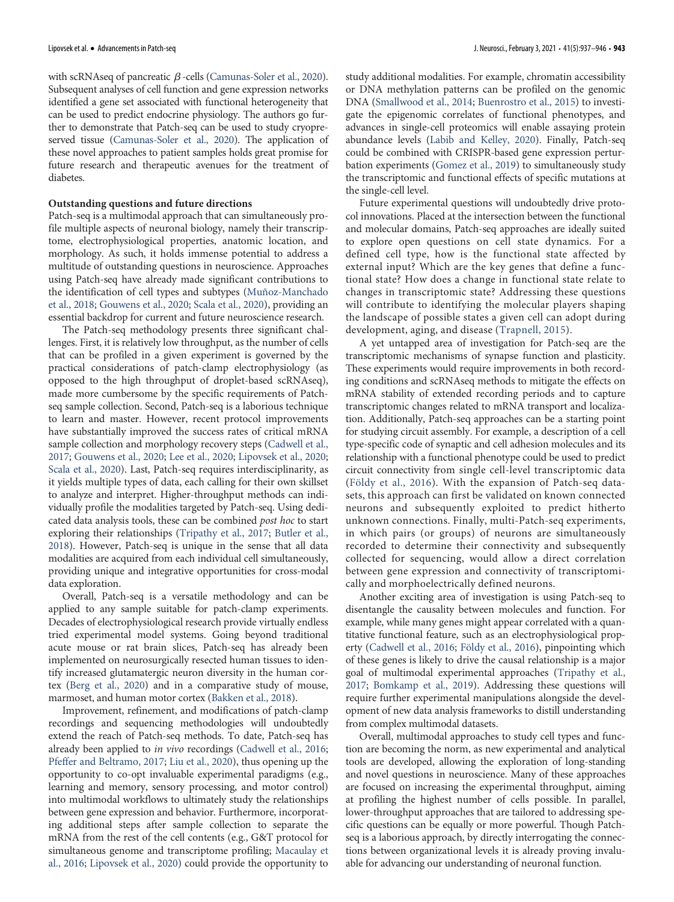with scRNAseq of pancreatic $\beta$-cells (Camunas-Soler et al., 2020). Subsequent analyses of cell function and gene expression networks identified a gene set associated with functional heterogeneity that can be used to predict endocrine physiology. The authors go further to demonstrate that Patch-seq can be used to study cryopreserved tissue (Camunas-Soler et al., 2020). The application of these novel approaches to patient samples holds great promise for future research and therapeutic avenues for the treatment of diabetes.

**Outstanding questions and future directions**

Patch-seq is a multimodal approach that can simultaneously profile multiple aspects of neuronal biology, namely their transcriptome, electrophysiological properties, anatomic location, and morphology. As such, it holds immense potential to address a multitude of outstanding questions in neuroscience. Approaches using Patch-seq have already made significant contributions to the identification of cell types and subtypes (Muñoz-Manchado et al., 2018; Gouwens et al., 2020; Scala et al., 2020), providing an essential backdrop for current and future neuroscience research.

The Patch-seq methodology presents three significant challenges. First, it is relatively low throughput, as the number of cells that can be profiled in a given experiment is governed by the practical considerations of patch-clamp electrophysiology (as opposed to the high throughput of droplet-based scRNAseq), made more cumbersome by the specific requirements of Patch-seq sample collection. Second, Patch-seq is a laborious technique to learn and master. However, recent protocol improvements have substantially improved the success rates of critical mRNA sample collection and morphology recovery steps (Cadwell et al., 2017; Gouwens et al., 2020; Lee et al., 2020; Lipovsek et al., 2020; Scala et al., 2020). Last, Patch-seq requires interdisciplinarity, as it yields multiple types of data, each calling for their own skillset to analyze and interpret. Higher-throughput methods can individually profile the modalities targeted by Patch-seq. Using dedicated data analysis tools, these can be combined *post hoc* to start exploring their relationships (Tripathy et al., 2017; Butler et al., 2018). However, Patch-seq is unique in the sense that all data modalities are acquired from each individual cell simultaneously, providing unique and integrative opportunities for cross-modal data exploration.

Overall, Patch-seq is a versatile methodology and can be applied to any sample suitable for patch-clamp experiments. Decades of electrophysiological research provide virtually endless tried experimental model systems. Going beyond traditional acute mouse or rat brain slices, Patch-seq has already been implemented on neurosurgically resected human tissues to identify increased glutamatergic neuron diversity in the human cortex (Berg et al., 2020) and in a comparative study of mouse, marmoset, and human motor cortex (Bakken et al., 2018).

Improvement, refinement, and modifications of patch-clamp recordings and sequencing methodologies will undoubtedly extend the reach of Patch-seq methods. To date, Patch-seq has already been applied to *in vivo* recordings (Cadwell et al., 2016; Pfeffer and Beltramo, 2017; Liu et al., 2020), thus opening up the opportunity to co-opt invaluable experimental paradigms (e.g., learning and memory, sensory processing, and motor control) into multimodal workflows to ultimately study the relationships between gene expression and behavior. Furthermore, incorporating additional steps after sample collection to separate the mRNA from the rest of the cell contents (e.g., G&T protocol for simultaneous genome and transcriptome profiling; Macaulay et al., 2016; Lipovsek et al., 2020) could provide the opportunity to study additional modalities. For example, chromatin accessibility or DNA methylation patterns can be profiled on the genomic DNA (Smallwood et al., 2014; Buenrostro et al., 2015) to investigate the epigenomic correlates of functional phenotypes, and advances in single-cell proteomics will enable assaying protein abundance levels (Labib and Kelley, 2020). Finally, Patch-seq could be combined with CRISPR-based gene expression perturbation experiments (Gomez et al., 2019) to simultaneously study the transcriptomic and functional effects of specific mutations at the single-cell level.

Future experimental questions will undoubtedly drive protocol innovations. Placed at the intersection between the functional and molecular domains, Patch-seq approaches are ideally suited to explore open questions on cell state dynamics. For a defined cell type, how is the functional state affected by external input? Which are the key genes that define a functional state? How does a change in functional state relate to changes in transcriptomic state? Addressing these questions will contribute to identifying the molecular players shaping the landscape of possible states a given cell can adopt during development, aging, and disease (Trapnell, 2015).

A yet untapped area of investigation for Patch-seq are the transcriptomic mechanisms of synapse function and plasticity. These experiments would require improvements in both recording conditions and scRNAseq methods to mitigate the effects on mRNA stability of extended recording periods and to capture transcriptomic changes related to mRNA transport and localization. Additionally, Patch-seq approaches can be a starting point for studying circuit assembly. For example, a description of a cell type-specific code of synaptic and cell adhesion molecules and its relationship with a functional phenotype could be used to predict circuit connectivity from single cell-level transcriptomic data (Földy et al., 2016). With the expansion of Patch-seq datasets, this approach can first be validated on known connected neurons and subsequently exploited to predict hitherto unknown connections. Finally, multi-Patch-seq experiments, in which pairs (or groups) of neurons are simultaneously recorded to determine their connectivity and subsequently collected for sequencing, would allow a direct correlation between gene expression and connectivity of transcriptomically and morphoelectrically defined neurons.

Another exciting area of investigation is using Patch-seq to disentangle the causality between molecules and function. For example, while many genes might appear correlated with a quantitative functional feature, such as an electrophysiological property (Cadwell et al., 2016; Földy et al., 2016), pinpointing which of these genes is likely to drive the causal relationship is a major goal of multimodal experimental approaches (Tripathy et al., 2017; Bomkamp et al., 2019). Addressing these questions will require further experimental manipulations alongside the development of new data analysis frameworks to distill understanding from complex multimodal datasets.

Overall, multimodal approaches to study cell types and function are becoming the norm, as new experimental and analytical tools are developed, allowing the exploration of long-standing and novel questions in neuroscience. Many of these approaches are focused on increasing the experimental throughput, aiming at profiling the highest number of cells possible. In parallel, lower-throughput approaches that are tailored to addressing specific questions can be equally or more powerful. Though Patch-seq is a laborious approach, by directly interrogating the connections between organizational levels it is already proving invaluable for advancing our understanding of neuronal function.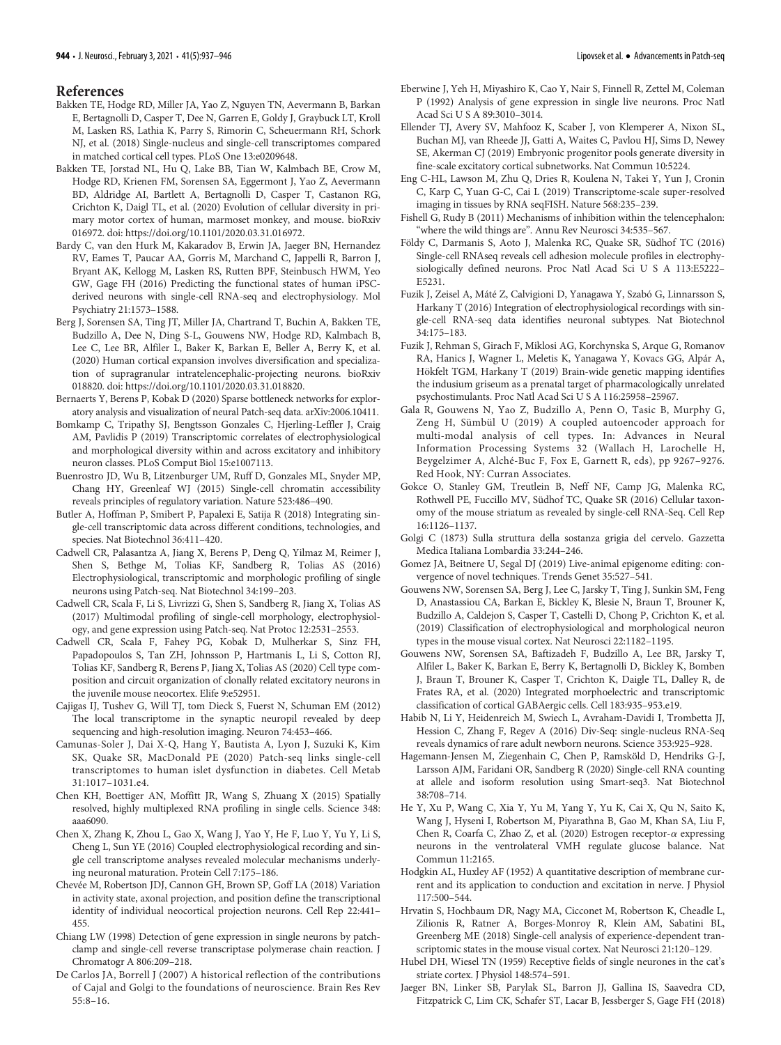## References

Bakken TE, Hodge RD, Miller JA, Yao Z, Nguyen TN, Aevermann B, Barkan E, Bertagnolli D, Casper T, Dee N, Garren E, Goldy J, Graybuck LT, Kroll M, Lasken RS, Lathia K, Parry S, Rimorin C, Scheuermann RH, Schork NJ, et al. (2018) Single-nucleus and single-cell transcriptomes compared in matched cortical cell types. PLoS One 13:e0209648.

Bakken TE, Jorstad NL, Hu Q, Lake BB, Tian W, Kalmbach BE, Crow M, Hodge RD, Krienen FM, Sorensen SA, Eggermont J, Yao Z, Aevermann BD, Aldridge AI, Bartlett A, Bertagnolli D, Casper T, Castanon RG, Crichton K, Daigl TL, et al. (2020) Evolution of cellular diversity in primary motor cortex of human, marmoset monkey, and mouse. bioRxiv 016972. doi: https://doi.org/10.1101/2020.03.31.016972.

Bardy C, van den Hurk M, Kakaradov B, Erwin JA, Jaeger BN, Hernandez RV, Eames T, Paucar AA, Gorris M, Marchand C, Jappelli R, Barron J, Bryant AK, Kellogg M, Lasken RS, Rutten BPF, Steinbusch HWM, Yeo GW, Gage FH (2016) Predicting the functional states of human iPSC-derived neurons with single-cell RNA-seq and electrophysiology. Mol Psychiatry 21:1573–1588.

Berg J, Sorensen SA, Ting JT, Miller JA, Chartrand T, Buchin A, Bakken TE, Budzillo A, Dee N, Ding S-L, Gouwens NW, Hodge RD, Kalmbach B, Lee C, Lee BR, Alfiler L, Baker K, Barkan E, Beller A, Berry K, et al. (2020) Human cortical expansion involves diversification and specialization of supragranular intratelencephalic-projecting neurons. bioRxiv 018820. doi: https://doi.org/10.1101/2020.03.31.018820.

Bernaerts Y, Berens P, Kobak D (2020) Sparse bottleneck networks for exploratory analysis and visualization of neural Patch-seq data. arXiv:2006.10411.

Bomkamp C, Tripathy SJ, Bengtsson Gonzales C, Hjerling-Leffler J, Craig AM, Pavlidis P (2019) Transcriptomic correlates of electrophysiological and morphological diversity within and across excitatory and inhibitory neuron classes. PLoS Comput Biol 15:e1007113.

Buenrostro JD, Wu B, Litzenburger UM, Ruff D, Gonzales ML, Snyder MP, Chang HY, Greenleaf WJ (2015) Single-cell chromatin accessibility reveals principles of regulatory variation. Nature 523:486–490.

Butler A, Hoffman P, Smibert P, Papalexi E, Satija R (2018) Integrating single-cell transcriptomic data across different conditions, technologies, and species. Nat Biotechnol 36:411–420.

Cadwell CR, Palasantza A, Jiang X, Berens P, Deng Q, Yilmaz M, Reimer J, Shen S, Bethge M, Tolias KF, Sandberg R, Tolias AS (2016) Electrophysiological, transcriptomic and morphologic profiling of single neurons using Patch-seq. Nat Biotechnol 34:199–203.

Cadwell CR, Scala F, Li S, Livrizzi G, Shen S, Sandberg R, Jiang X, Tolias AS (2017) Multimodal profiling of single-cell morphology, electrophysiology, and gene expression using Patch-seq. Nat Protoc 12:2531–2553.

Cadwell CR, Scala F, Fahey PG, Kobak D, Mulherkar S, Sinz FH, Papadopoulos S, Tan ZH, Johnsson P, Hartmanis L, Li S, Cotton RJ, Tolias KF, Sandberg R, Berens P, Jiang X, Tolias AS (2020) Cell type composition and circuit organization of clonally related excitatory neurons in the juvenile mouse neocortex. Elife 9:e52951.

Cajigas IJ, Tushev G, Will TJ, tom Dieck S, Fuerst N, Schuman EM (2012) The local transcriptome in the synaptic neuropil revealed by deep sequencing and high-resolution imaging. Neuron 74:453–466.

Camunas-Soler J, Dai X-Q, Hang Y, Bautista A, Lyon J, Suzuki K, Kim SK, Quake SR, MacDonald PE (2020) Patch-seq links single-cell transcriptomes to human islet dysfunction in diabetes. Cell Metab 31:1017–1031.e4.

Chen KH, Boettiger AN, Moffitt JR, Wang S, Zhuang X (2015) Spatially resolved, highly multiplexed RNA profiling in single cells. Science 348: aaa6090.

Chen X, Zhang K, Zhou L, Gao X, Wang J, Yao Y, He F, Luo Y, Yu Y, Li S, Cheng L, Sun YE (2016) Coupled electrophysiological recording and single cell transcriptome analyses revealed molecular mechanisms underlying neuronal maturation. Protein Cell 7:175–186.

Chevée M, Robertson JDJ, Cannon GH, Brown SP, Goff LA (2018) Variation in activity state, axonal projection, and position define the transcriptional identity of individual neocortical projection neurons. Cell Rep 22:441–455.

Chiang LW (1998) Detection of gene expression in single neurons by patch-clamp and single-cell reverse transcriptase polymerase chain reaction. J Chromatogr A 806:209–218.

De Carlos JA, Borrell J (2007) A historical reflection of the contributions of Cajal and Golgi to the foundations of neuroscience. Brain Res Rev 55:8–16.

Eberwine J, Yeh H, Miyashiro K, Cao Y, Nair S, Finnell R, Zettel M, Coleman P (1992) Analysis of gene expression in single live neurons. Proc Natl Acad Sci U S A 89:3010–3014.

Ellender TJ, Avery SV, Mahfooz K, Scaber J, von Klemperer A, Nixon SL, Buchan MJ, van Rheede JJ, Gatti A, Waites C, Pavlou HJ, Sims D, Newey SE, Akerman CJ (2019) Embryonic progenitor pools generate diversity in fine-scale excitatory cortical subnetworks. Nat Commun 10:5224.

Eng C-HL, Lawson M, Zhu Q, Dries R, Koulena N, Takei Y, Yun J, Cronin C, Karp C, Yuan G-C, Cai L (2019) Transcriptome-scale super-resolved imaging in tissues by RNA seqFISH. Nature 568:235–239.

Fishell G, Rudy B (2011) Mechanisms of inhibition within the telencephalon: "where the wild things are". Annu Rev Neurosci 34:535–567.

Földy C, Darmanis S, Aoto J, Malenka RC, Quake SR, Südhof TC (2016) Single-cell RNAseq reveals cell adhesion molecule profiles in electrophysiologically defined neurons. Proc Natl Acad Sci U S A 113:E5222–E5231.

Fuzik J, Zeisel A, Máté Z, Calvigioni D, Yanagawa Y, Szabó G, Linnarsson S, Harkany T (2016) Integration of electrophysiological recordings with single-cell RNA-seq data identifies neuronal subtypes. Nat Biotechnol 34:175–183.

Fuzik J, Rehman S, Girach F, Miklosi AG, Korchynska S, Arque G, Romanov RA, Hanics J, Wagner L, Meletis K, Yanagawa Y, Kovacs GG, Alpár A, Hökfelt TGM, Harkany T (2019) Brain-wide genetic mapping identifies the indusium griseum as a prenatal target of pharmacologically unrelated psychostimulants. Proc Natl Acad Sci U S A 116:25958–25967.

Gala R, Gouwens N, Yao Z, Budzillo A, Penn O, Tasic B, Murphy G, Zeng H, Sümbül U (2019) A coupled autoencoder approach for multi-modal analysis of cell types. In: Advances in Neural Information Processing Systems 32 (Wallach H, Larochelle H, Beygelzimer A, Alché-Buc F, Fox E, Garnett R, eds), pp 9267–9276. Red Hook, NY: Curran Associates.

Gokce O, Stanley GM, Treutlein B, Neff NF, Camp JG, Malenka RC, Rothwell PE, Fuccillo MV, Südhof TC, Quake SR (2016) Cellular taxonomy of the mouse striatum as revealed by single-cell RNA-Seq. Cell Rep 16:1126–1137.

Golgi C (1873) Sulla struttura della sostanza grigia del cervelo. Gazzetta Medica Italiana Lombardia 33:244–246.

Gomez JA, Beitnere U, Segal DJ (2019) Live-animal epigenome editing: convergence of novel techniques. Trends Genet 35:527–541.

Gouwens NW, Sorensen SA, Berg J, Lee C, Jarsky T, Ting J, Sunkin SM, Feng D, Anastassiou CA, Barkan E, Bickley K, Blesie N, Braun T, Brouner K, Budzillo A, Caldejon S, Casper T, Castelli D, Chong P, Crichton K, et al. (2019) Classification of electrophysiological and morphological neuron types in the mouse visual cortex. Nat Neurosci 22:1182–1195.

Gouwens NW, Sorensen SA, Baftizadeh F, Budzillo A, Lee BR, Jarsky T, Alfiler L, Baker K, Barkan E, Berry K, Bertagnolli D, Bickley K, Bomben J, Braun T, Brouner K, Casper T, Crichton K, Daigle TL, Dalley R, de Frates RA, et al. (2020) Integrated morphoelectric and transcriptomic classification of cortical GABAergic cells. Cell 183:935–953.e19.

Habib N, Li Y, Heidenreich M, Swiech L, Avraham-Davidi I, Trombetta JJ, Hession C, Zhang F, Regev A (2016) Div-Seq: single-nucleus RNA-Seq reveals dynamics of rare adult newborn neurons. Science 353:925–928.

Hagemann-Jensen M, Ziegenhain C, Chen P, Ramsköld D, Hendriks G-J, Larsson AJM, Faridani OR, Sandberg R (2020) Single-cell RNA counting at allele and isoform resolution using Smart-seq3. Nat Biotechnol 38:708–714.

He Y, Xu P, Wang C, Xia Y, Yu M, Yang Y, Yu K, Cai X, Qu N, Saito K, Wang J, Hyseni I, Robertson M, Piyarathna B, Gao M, Khan SA, Liu F, Chen R, Coarfa C, Zhao Z, et al. (2020) Estrogen receptor-$\alpha$ expressing neurons in the ventrolateral VMH regulate glucose balance. Nat Commun 11:2165.

Hodgkin AL, Huxley AF (1952) A quantitative description of membrane current and its application to conduction and excitation in nerve. J Physiol 117:500–544.

Hrvatin S, Hochbaum DR, Nagy MA, Cicconet M, Robertson K, Cheadle L, Zilionis R, Ratner A, Borges-Monroy R, Klein AM, Sabatini BL, Greenberg ME (2018) Single-cell analysis of experience-dependent transcriptomic states in the mouse visual cortex. Nat Neurosci 21:120–129.

Hubel DH, Wiesel TN (1959) Receptive fields of single neurones in the cat's striate cortex. J Physiol 148:574–591.

Jaeger BN, Linker SB, Parylak SL, Barron JJ, Gallina IS, Saavedra CD, Fitzpatrick C, Lim CK, Schafer ST, Lacar B, Jessberger S, Gage FH (2018)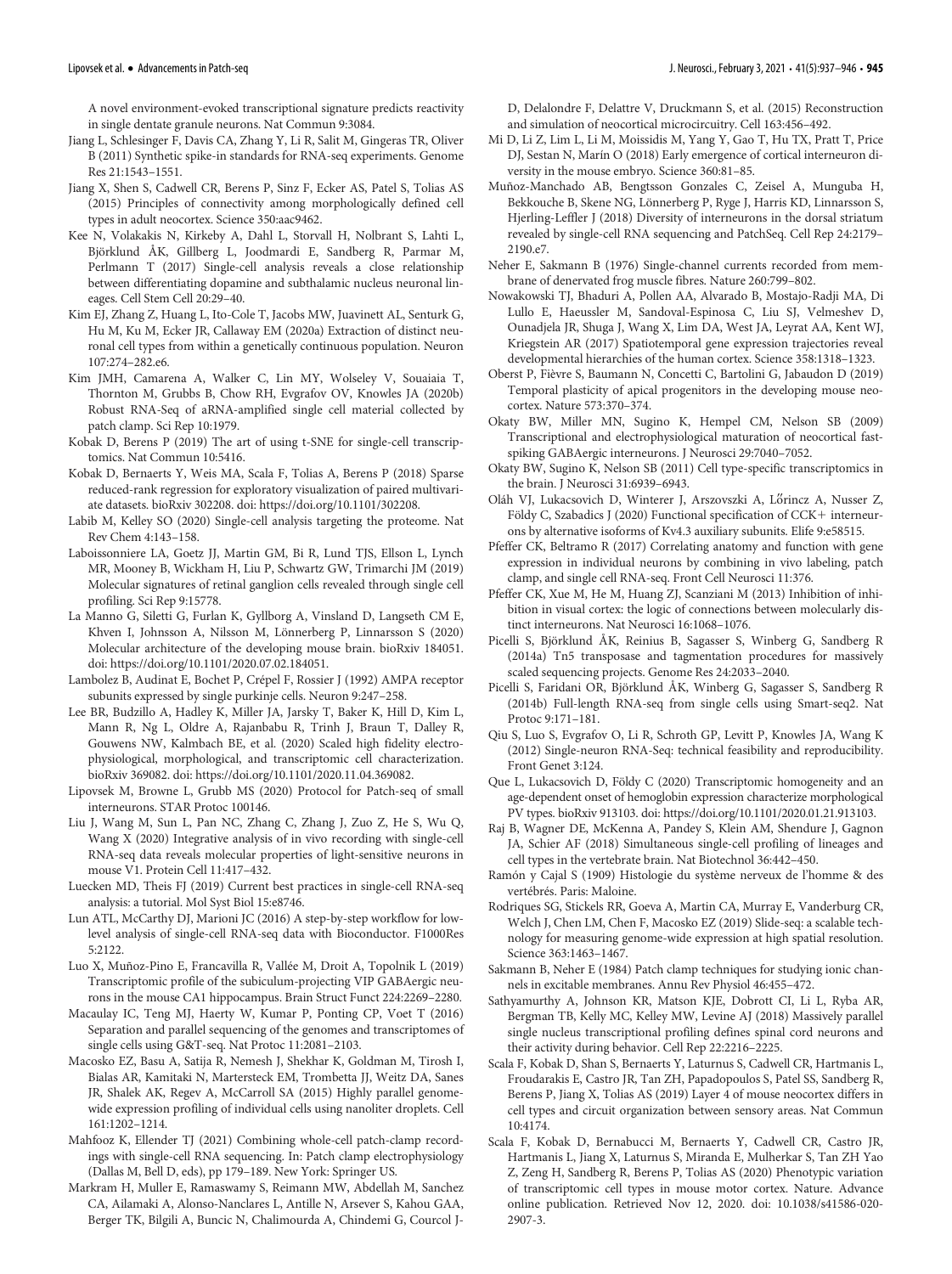A novel environment-evoked transcriptional signature predicts reactivity in single dentate granule neurons. Nat Commun 9:3084.

Jiang L, Schlesinger F, Davis CA, Zhang Y, Li R, Salit M, Gingeras TR, Oliver B (2011) Synthetic spike-in standards for RNA-seq experiments. Genome Res 21:1543–1551.

Jiang X, Shen S, Cadwell CR, Berens P, Sinz F, Ecker AS, Patel S, Tolias AS (2015) Principles of connectivity among morphologically defined cell types in adult neocortex. Science 350:aac9462.

Kee N, Volakakis N, Kirkeby A, Dahl L, Storvall H, Nolbrant S, Lahti L, Björklund ÅK, Gillberg L, Joodmardi E, Sandberg R, Parmar M, Perlmann T (2017) Single-cell analysis reveals a close relationship between differentiating dopamine and subthalamic nucleus neuronal lineages. Cell Stem Cell 20:29–40.

Kim EJ, Zhang Z, Huang L, Ito-Cole T, Jacobs MW, Juavinett AL, Senturk G, Hu M, Ku M, Ecker JR, Callaway EM (2020a) Extraction of distinct neuronal cell types from within a genetically continuous population. Neuron 107:274–282.e6.

Kim JMH, Camarena A, Walker C, Lin MY, Wolseley V, Souaiaia T, Thornton M, Grubbs B, Chow RH, Evgrafov OV, Knowles JA (2020b) Robust RNA-Seq of aRNA-amplified single cell material collected by patch clamp. Sci Rep 10:1979.

Kobak D, Berens P (2019) The art of using t-SNE for single-cell transcriptomics. Nat Commun 10:5416.

Kobak D, Bernaerts Y, Weis MA, Scala F, Tolias A, Berens P (2018) Sparse reduced-rank regression for exploratory visualization of paired multivariate datasets. bioRxiv 302208. doi: https://doi.org/10.1101/302208.

Labib M, Kelley SO (2020) Single-cell analysis targeting the proteome. Nat Rev Chem 4:143–158.

Laboissonniere LA, Goetz JJ, Martin GM, Bi R, Lund TJS, Ellson L, Lynch MR, Mooney B, Wickham H, Liu P, Schwartz GW, Trimarchi JM (2019) Molecular signatures of retinal ganglion cells revealed through single cell profiling. Sci Rep 9:15778.

La Manno G, Siletti G, Furlan K, Gyllborg A, Vinsland D, Langseth CM E, Khven I, Johnsson A, Nilsson M, Lönnerberg P, Linnarsson S (2020) Molecular architecture of the developing mouse brain. bioRxiv 184051. doi: https://doi.org/10.1101/2020.07.02.184051.

Lambolez B, Audinat E, Bochet P, Crépel F, Rossier J (1992) AMPA receptor subunits expressed by single purkinje cells. Neuron 9:247–258.

Lee BR, Budzillo A, Hadley K, Miller JA, Jarsky T, Baker K, Hill D, Kim L, Mann R, Ng L, Oldre A, Rajanbabu R, Trinh J, Braun T, Dalley R, Gouwens NW, Kalmbach BE, et al. (2020) Scaled high fidelity electrophysiological, morphological, and transcriptomic cell characterization. bioRxiv 369082. doi: https://doi.org/10.1101/2020.11.04.369082.

Lipovsek M, Browne L, Grubb MS (2020) Protocol for Patch-seq of small interneurons. STAR Protoc 100146.

Liu J, Wang M, Sun L, Pan NC, Zhang C, Zhang J, Zuo Z, He S, Wu Q, Wang X (2020) Integrative analysis of in vivo recording with single-cell RNA-seq data reveals molecular properties of light-sensitive neurons in mouse V1. Protein Cell 11:417–432.

Luecken MD, Theis FJ (2019) Current best practices in single-cell RNA-seq analysis: a tutorial. Mol Syst Biol 15:e8746.

Lun ATL, McCarthy DJ, Marioni JC (2016) A step-by-step workflow for low-level analysis of single-cell RNA-seq data with Bioconductor. F1000Res 5:2122.

Luo X, Muñoz-Pino E, Francavilla R, Vallée M, Droit A, Topolnik L (2019) Transcriptomic profile of the subiculum-projecting VIP GABAergic neurons in the mouse CA1 hippocampus. Brain Struct Funct 224:2269–2280.

Macaulay IC, Teng MJ, Haerty W, Kumar P, Ponting CP, Voet T (2016) Separation and parallel sequencing of the genomes and transcriptomes of single cells using G&T-seq. Nat Protoc 11:2081–2103.

Macosko EZ, Basu A, Satija R, Nemesh J, Shekhar K, Goldman M, Tirosh I, Bialas AR, Kamitaki N, Martersteck EM, Trombetta JJ, Weitz DA, Sanes JR, Shalek AK, Regev A, McCarroll SA (2015) Highly parallel genome-wide expression profiling of individual cells using nanoliter droplets. Cell 161:1202–1214.

Mahfooz K, Ellender TJ (2021) Combining whole-cell patch-clamp recordings with single-cell RNA sequencing. In: Patch clamp electrophysiology (Dallas M, Bell D, eds), pp 179–189. New York: Springer US.

Markram H, Muller E, Ramaswamy S, Reimann MW, Abdellah M, Sanchez CA, Ailamaki A, Alonso-Nanclares L, Antille N, Arsever S, Kahou GAA, Berger TK, Bilgili A, Buncic N, Chalimourda A, Chindemi G, Courcol J-D, Delalondre F, Delattre V, Druckmann S, et al. (2015) Reconstruction and simulation of neocortical microcircuitry. Cell 163:456–492.

Mi D, Li Z, Lim L, Li M, Moissidis M, Yang Y, Gao T, Hu TX, Pratt T, Price DJ, Sestan N, Marín O (2018) Early emergence of cortical interneuron diversity in the mouse embryo. Science 360:81–85.

Muñoz-Manchado AB, Bengtsson Gonzales C, Zeisel A, Munguba H, Bekkouche B, Skene NG, Lönnerberg P, Ryge J, Harris KD, Linnarsson S, Hjerling-Leffler J (2018) Diversity of interneurons in the dorsal striatum revealed by single-cell RNA sequencing and PatchSeq. Cell Rep 24:2179–2190.e7.

Neher E, Sakmann B (1976) Single-channel currents recorded from membrane of denervated frog muscle fibres. Nature 260:799–802.

Nowakowski TJ, Bhaduri A, Pollen AA, Alvarado B, Mostajo-Radji MA, Di Lullo E, Haeussler M, Sandoval-Espinosa C, Liu SJ, Velmeshev D, Ounadjela JR, Shuga J, Wang X, Lim DA, West JA, Leyrat AA, Kent WJ, Kriegstein AR (2017) Spatiotemporal gene expression trajectories reveal developmental hierarchies of the human cortex. Science 358:1318–1323.

Oberst P, Fièvre S, Baumann N, Concetti C, Bartolini G, Jabaudon D (2019) Temporal plasticity of apical progenitors in the developing mouse neocortex. Nature 573:370–374.

Okaty BW, Miller MN, Sugino K, Hempel CM, Nelson SB (2009) Transcriptional and electrophysiological maturation of neocortical fast-spiking GABAergic interneurons. J Neurosci 29:7040–7052.

Okaty BW, Sugino K, Nelson SB (2011) Cell type-specific transcriptomics in the brain. J Neurosci 31:6939–6943.

Oláh VJ, Lukacsovich D, Winterer J, Arszovszki A, Lőrincz A, Nusser Z, Földy C, Szabadics J (2020) Functional specification of CCK+ interneurons by alternative isoforms of Kv4.3 auxiliary subunits. Elife 9:e58515.

Pfeffer CK, Beltramo R (2017) Correlating anatomy and function with gene expression in individual neurons by combining in vivo labeling, patch clamp, and single cell RNA-seq. Front Cell Neurosci 11:376.

Pfeffer CK, Xue M, He M, Huang ZJ, Scanziani M (2013) Inhibition of inhibition in visual cortex: the logic of connections between molecularly distinct interneurons. Nat Neurosci 16:1068–1076.

Picelli S, Björklund ÅK, Reinius B, Sagasser S, Winberg G, Sandberg R (2014a) Tn5 transposase and tagmentation procedures for massively scaled sequencing projects. Genome Res 24:2033–2040.

Picelli S, Faridani OR, Björklund ÅK, Winberg G, Sagasser S, Sandberg R (2014b) Full-length RNA-seq from single cells using Smart-seq2. Nat Protoc 9:171–181.

Qiu S, Luo S, Evgrafov O, Li R, Schroth GP, Levitt P, Knowles JA, Wang K (2012) Single-neuron RNA-Seq: technical feasibility and reproducibility. Front Genet 3:124.

Que L, Lukacsovich D, Földy C (2020) Transcriptomic homogeneity and an age-dependent onset of hemoglobin expression characterize morphological PV types. bioRxiv 913103. doi: https://doi.org/10.1101/2020.01.21.913103.

Raj B, Wagner DE, McKenna A, Pandey S, Klein AM, Shendure J, Gagnon JA, Schier AF (2018) Simultaneous single-cell profiling of lineages and cell types in the vertebrate brain. Nat Biotechnol 36:442–450.

Ramón y Cajal S (1909) Histologie du système nerveux de l'homme & des vertébrés. Paris: Maloine.

Rodriques SG, Stickels RR, Goeva A, Martin CA, Murray E, Vanderburg CR, Welch J, Chen LM, Chen F, Macosko EZ (2019) Slide-seq: a scalable technology for measuring genome-wide expression at high spatial resolution. Science 363:1463–1467.

Sakmann B, Neher E (1984) Patch clamp techniques for studying ionic channels in excitable membranes. Annu Rev Physiol 46:455–472.

Sathyamurthy A, Johnson KR, Matson KJE, Dobrott CI, Li L, Ryba AR, Bergman TB, Kelly MC, Kelley MW, Levine AJ (2018) Massively parallel single nucleus transcriptional profiling defines spinal cord neurons and their activity during behavior. Cell Rep 22:2216–2225.

Scala F, Kobak D, Shan S, Bernaerts Y, Laturnus S, Cadwell CR, Hartmanis L, Froudarakis E, Castro JR, Tan ZH, Papadopoulos S, Patel SS, Sandberg R, Berens P, Jiang X, Tolias AS (2019) Layer 4 of mouse neocortex differs in cell types and circuit organization between sensory areas. Nat Commun 10:4174.

Scala F, Kobak D, Bernabucci M, Bernaerts Y, Cadwell CR, Castro JR, Hartmanis L, Jiang X, Laturnus S, Miranda E, Mulherkar S, Tan ZH Yao Z, Zeng H, Sandberg R, Berens P, Tolias AS (2020) Phenotypic variation of transcriptomic cell types in mouse motor cortex. Nature. Advance online publication. Retrieved Nov 12, 2020. doi: 10.1038/s41586-020-2907-3.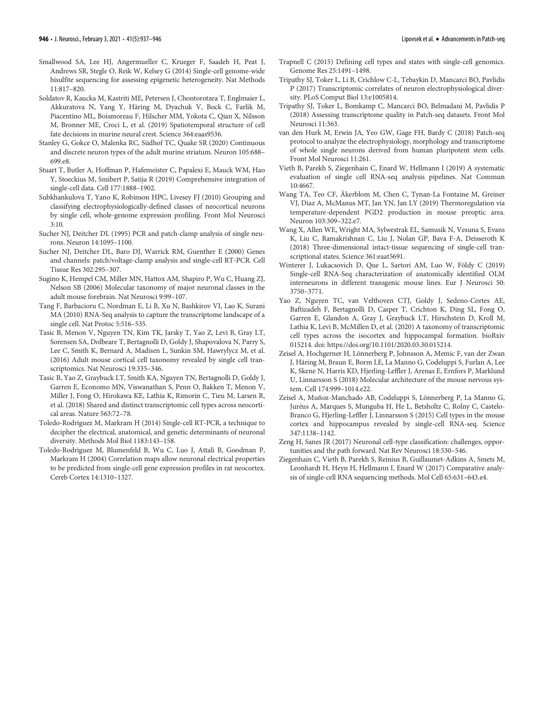Smallwood SA, Lee HJ, Angermueller C, Krueger F, Saadeh H, Peat J, Andrews SR, Stegle O, Reik W, Kelsey G (2014) Single-cell genome-wide bisulfite sequencing for assessing epigenetic heterogeneity. Nat Methods 11:817–820.

Soldatov R, Kaucka M, Kastriti ME, Petersen J, Chontorotzea T, Englmaier L, Akkuratova N, Yang Y, Häring M, Dyachuk V, Bock C, Farlik M, Piacentino ML, Boismoreau F, Hilscher MM, Yokota C, Qian X, Nilsson M, Bronner ME, Croci L, et al. (2019) Spatiotemporal structure of cell fate decisions in murine neural crest. Science 364:eaas9536.

Stanley G, Gokce O, Malenka RC, Südhof TC, Quake SR (2020) Continuous and discrete neuron types of the adult murine striatum. Neuron 105:688–699.e8.

Stuart T, Butler A, Hoffman P, Hafemeister C, Papalexi E, Mauck WM, Hao Y, Stoeckius M, Smibert P, Satija R (2019) Comprehensive integration of single-cell data. Cell 177:1888–1902.

Subkhankulova T, Yano K, Robinson HPC, Livesey FJ (2010) Grouping and classifying electrophysiologically-defined classes of neocortical neurons by single cell, whole-genome expression profiling. Front Mol Neurosci 3:10.

Sucher NJ, Deitcher DL (1995) PCR and patch-clamp analysis of single neurons. Neuron 14:1095–1100.

Sucher NJ, Deitcher DL, Baro DJ, Warrick RM, Guenther E (2000) Genes and channels: patch/voltage-clamp analysis and single-cell RT-PCR. Cell Tissue Res 302:295–307.

Sugino K, Hempel CM, Miller MN, Hattox AM, Shapiro P, Wu C, Huang ZJ, Nelson SB (2006) Molecular taxonomy of major neuronal classes in the adult mouse forebrain. Nat Neurosci 9:99–107.

Tang F, Barbacioru C, Nordman E, Li B, Xu N, Bashkirov VI, Lao K, Surani MA (2010) RNA-Seq analysis to capture the transcriptome landscape of a single cell. Nat Protoc 5:516–535.

Tasic B, Menon V, Nguyen TN, Kim TK, Jarsky T, Yao Z, Levi B, Gray LT, Sorensen SA, Dolbeare T, Bertagnolli D, Goldy J, Shapovalova N, Parry S, Lee C, Smith K, Bernard A, Madisen L, Sunkin SM, Hawrylycz M, et al. (2016) Adult mouse cortical cell taxonomy revealed by single cell transcriptomics. Nat Neurosci 19:335–346.

Tasic B, Yao Z, Graybuck LT, Smith KA, Nguyen TN, Bertagnolli D, Goldy J, Garren E, Economo MN, Viswanathan S, Penn O, Bakken T, Menon V, Miller J, Fong O, Hirokawa KE, Lathia K, Rimorin C, Tieu M, Larsen R, et al. (2018) Shared and distinct transcriptomic cell types across neocortical areas. Nature 563:72–78.

Toledo-Rodriguez M, Markram H (2014) Single-cell RT-PCR, a technique to decipher the electrical, anatomical, and genetic determinants of neuronal diversity. Methods Mol Biol 1183:143–158.

Toledo-Rodriguez M, Blumenfeld B, Wu C, Luo J, Attali B, Goodman P, Markram H (2004) Correlation maps allow neuronal electrical properties to be predicted from single-cell gene expression profiles in rat neocortex. Cereb Cortex 14:1310–1327.

Trapnell C (2015) Defining cell types and states with single-cell genomics. Genome Res 25:1491–1498.

Tripathy SJ, Toker L, Li B, Crichlow C-L, Tebaykin D, Mancarci BO, Pavlidis P (2017) Transcriptomic correlates of neuron electrophysiological diversity. PLoS Comput Biol 13:e1005814.

Tripathy SJ, Toker L, Bomkamp C, Mancarci BO, Belmadani M, Pavlidis P (2018) Assessing transcriptome quality in Patch-seq datasets. Front Mol Neurosci 11:363.

van den Hurk M, Erwin JA, Yeo GW, Gage FH, Bardy C (2018) Patch-seq protocol to analyze the electrophysiology, morphology and transcriptome of whole single neurons derived from human pluripotent stem cells. Front Mol Neurosci 11:261.

Vieth B, Parekh S, Ziegenhain C, Enard W, Hellmann I (2019) A systematic evaluation of single cell RNA-seq analysis pipelines. Nat Commun 10:4667.

Wang TA, Teo CF, Åkerblom M, Chen C, Tynan-La Fontaine M, Greiner VJ, Diaz A, McManus MT, Jan YN, Jan LY (2019) Thermoregulation via temperature-dependent PGD2 production in mouse preoptic area. Neuron 103:309–322.e7.

Wang X, Allen WE, Wright MA, Sylwestrak EL, Samusik N, Vesuna S, Evans K, Liu C, Ramakrishnan C, Liu J, Nolan GP, Bava F-A, Deisseroth K (2018) Three-dimensional intact-tissue sequencing of single-cell transcriptional states. Science 361:eaat5691.

Winterer J, Lukacsovich D, Que L, Sartori AM, Luo W, Földy C (2019) Single-cell RNA-Seq characterization of anatomically identified OLM interneurons in different transgenic mouse lines. Eur J Neurosci 50: 3750–3771.

Yao Z, Nguyen TC, van Velthoven CTJ, Goldy J, Sedeno-Cortes AE, Baftizadeh F, Bertagnolli D, Casper T, Crichton K, Ding SL, Fong O, Garren E, Glandon A, Gray J, Graybuck LT, Hirschstein D, Kroll M, Lathia K, Levi B, McMillen D, et al. (2020) A taxonomy of transcriptomic cell types across the isocortex and hippocampal formation. bioRxiv 015214. doi: https://doi.org/10.1101/2020.03.30.015214.

Zeisel A, Hochgerner H, Lönnerberg P, Johnsson A, Memic F, van der Zwan J, Häring M, Braun E, Borm LE, La Manno G, Codeluppi S, Furlan A, Lee K, Skene N, Harris KD, Hjerling-Leffler J, Arenas E, Ernfors P, Marklund U, Linnarsson S (2018) Molecular architecture of the mouse nervous system. Cell 174:999–1014.e22.

Zeisel A, Muñoz-Manchado AB, Codeluppi S, Lönnerberg P, La Manno G, Juréus A, Marques S, Munguba H, He L, Betsholtz C, Rolny C, Castelo-Branco G, Hjerling-Leffler J, Linnarsson S (2015) Cell types in the mouse cortex and hippocampus revealed by single-cell RNA-seq. Science 347:1138–1142.

Zeng H, Sanes JR (2017) Neuronal cell-type classification: challenges, opportunities and the path forward. Nat Rev Neurosci 18:530–546.

Ziegenhain C, Vieth B, Parekh S, Reinius B, Guillaumet-Adkins A, Smets M, Leonhardt H, Heyn H, Hellmann I, Enard W (2017) Comparative analysis of single-cell RNA sequencing methods. Mol Cell 65:631–643.e4.